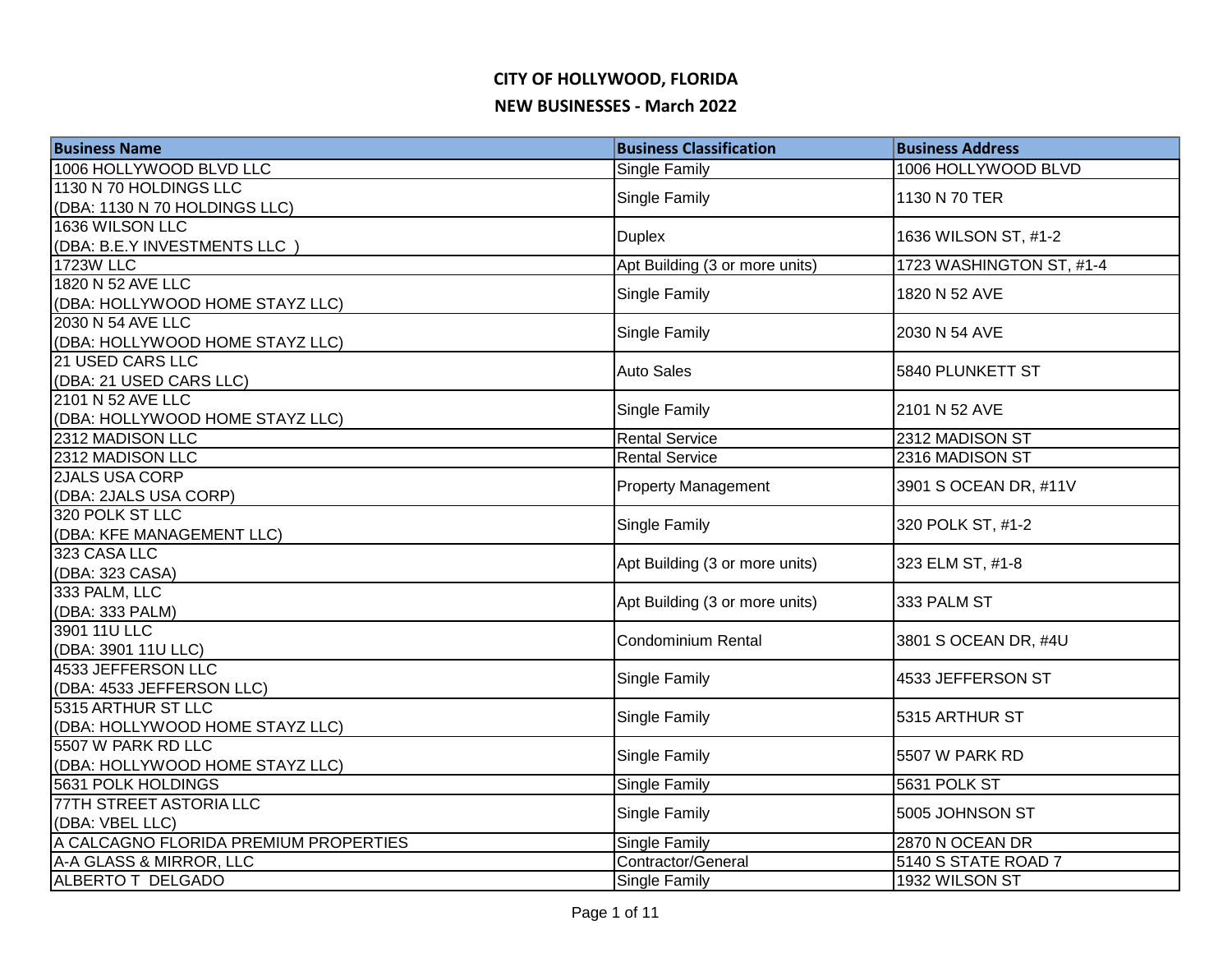# CITY OF HOLLYWOOD, FLORIDA

## NEW BUSINESSES - March 2022

| Business Name | Business Classification | Business Address |
|---|---|---|
| 1006 HOLLYWOOD BLVD LLC | Single Family | 1006 HOLLYWOOD BLVD |
| 1130 N 70 HOLDINGS LLC (DBA: 1130 N 70 HOLDINGS LLC) | Single Family | 1130 N 70 TER |
| 1636 WILSON LLC (DBA: B.E.Y INVESTMENTS LLC ) | Duplex | 1636 WILSON ST, #1-2 |
| 1723W LLC | Apt Building (3 or more units) | 1723 WASHINGTON ST, #1-4 |
| 1820 N 52 AVE LLC (DBA: HOLLYWOOD HOME STAYZ LLC) | Single Family | 1820 N 52 AVE |
| 2030 N 54 AVE LLC (DBA: HOLLYWOOD HOME STAYZ LLC) | Single Family | 2030 N 54 AVE |
| 21 USED CARS LLC (DBA: 21 USED CARS LLC) | Auto Sales | 5840 PLUNKETT ST |
| 2101 N 52 AVE LLC (DBA: HOLLYWOOD HOME STAYZ LLC) | Single Family | 2101 N 52 AVE |
| 2312 MADISON LLC | Rental Service | 2312 MADISON ST |
| 2312 MADISON LLC | Rental Service | 2316 MADISON ST |
| 2JALS USA CORP (DBA: 2JALS USA CORP) | Property Management | 3901 S OCEAN DR, #11V |
| 320 POLK ST LLC (DBA: KFE MANAGEMENT LLC) | Single Family | 320 POLK ST, #1-2 |
| 323 CASA LLC (DBA: 323 CASA) | Apt Building (3 or more units) | 323 ELM ST, #1-8 |
| 333 PALM, LLC (DBA: 333 PALM) | Apt Building (3 or more units) | 333 PALM ST |
| 3901 11U LLC (DBA: 3901 11U LLC) | Condominium Rental | 3801 S OCEAN DR, #4U |
| 4533 JEFFERSON LLC (DBA: 4533 JEFFERSON LLC) | Single Family | 4533 JEFFERSON ST |
| 5315 ARTHUR ST LLC (DBA: HOLLYWOOD HOME STAYZ LLC) | Single Family | 5315 ARTHUR ST |
| 5507 W PARK RD LLC (DBA: HOLLYWOOD HOME STAYZ LLC) | Single Family | 5507 W PARK RD |
| 5631 POLK HOLDINGS | Single Family | 5631 POLK ST |
| 77TH STREET ASTORIA LLC (DBA: VBEL LLC) | Single Family | 5005 JOHNSON ST |
| A CALCAGNO FLORIDA PREMIUM PROPERTIES | Single Family | 2870 N OCEAN DR |
| A-A GLASS & MIRROR, LLC | Contractor/General | 5140 S STATE ROAD 7 |
| ALBERTO T DELGADO | Single Family | 1932 WILSON ST |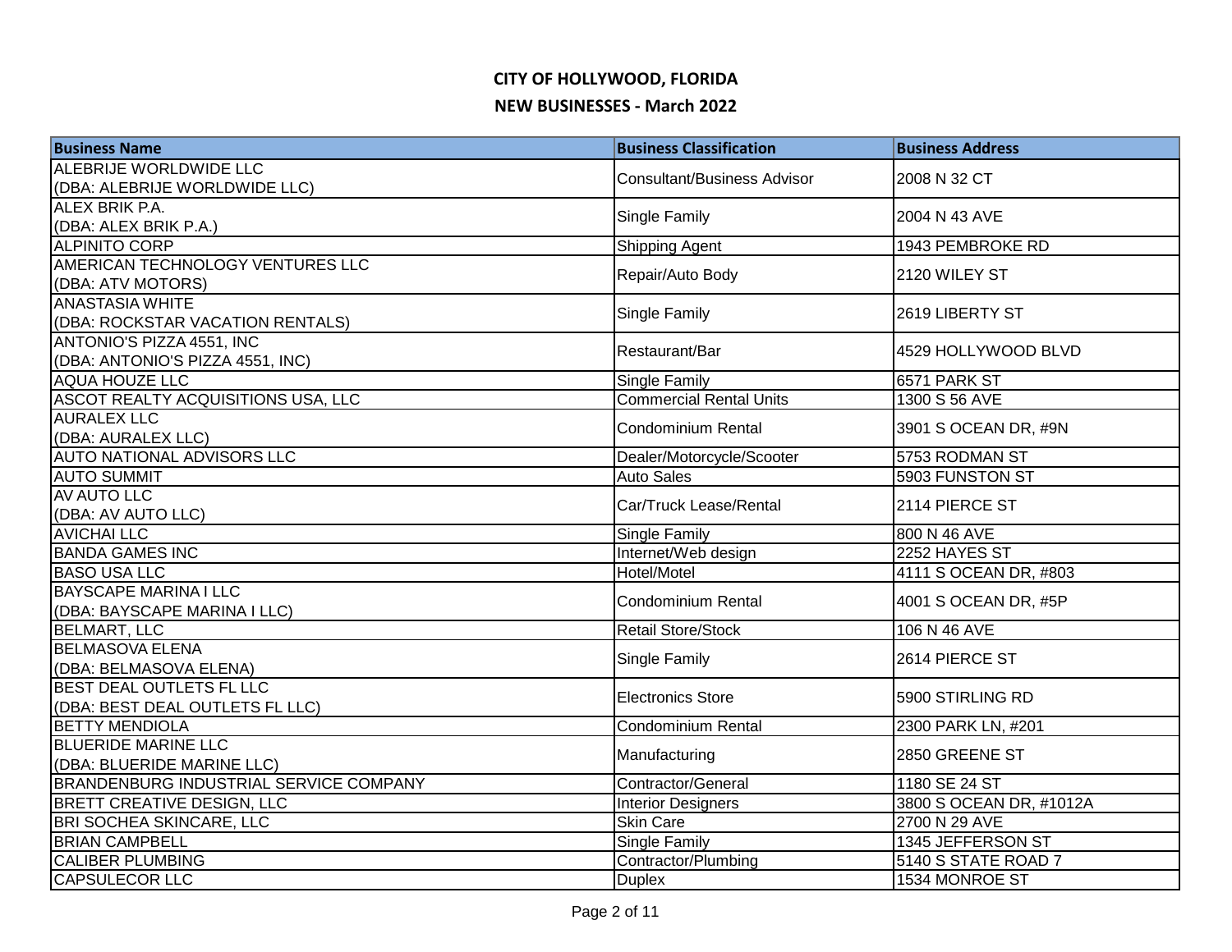# CITY OF HOLLYWOOD, FLORIDA

## NEW BUSINESSES - March 2022

| Business Name | Business Classification | Business Address |
|---|---|---|
| ALEBRIJE WORLDWIDE LLC (DBA: ALEBRIJE WORLDWIDE LLC) | Consultant/Business Advisor | 2008 N 32 CT |
| ALEX BRIK P.A. (DBA: ALEX BRIK P.A.) | Single Family | 2004 N 43 AVE |
| ALPINITO CORP | Shipping Agent | 1943 PEMBROKE RD |
| AMERICAN TECHNOLOGY VENTURES LLC (DBA: ATV MOTORS) | Repair/Auto Body | 2120 WILEY ST |
| ANASTASIA WHITE (DBA: ROCKSTAR VACATION RENTALS) | Single Family | 2619 LIBERTY ST |
| ANTONIO'S PIZZA 4551, INC (DBA: ANTONIO'S PIZZA 4551, INC) | Restaurant/Bar | 4529 HOLLYWOOD BLVD |
| AQUA HOUZE LLC | Single Family | 6571 PARK ST |
| ASCOT REALTY ACQUISITIONS USA, LLC | Commercial Rental Units | 1300 S 56 AVE |
| AURALEX LLC (DBA: AURALEX LLC) | Condominium Rental | 3901 S OCEAN DR, #9N |
| AUTO NATIONAL ADVISORS LLC | Dealer/Motorcycle/Scooter | 5753 RODMAN ST |
| AUTO SUMMIT | Auto Sales | 5903 FUNSTON ST |
| AV AUTO LLC (DBA: AV AUTO LLC) | Car/Truck Lease/Rental | 2114 PIERCE ST |
| AVICHAI LLC | Single Family | 800 N 46 AVE |
| BANDA GAMES INC | Internet/Web design | 2252 HAYES ST |
| BASO USA LLC | Hotel/Motel | 4111 S OCEAN DR, #803 |
| BAYSCAPE MARINA I LLC (DBA: BAYSCAPE MARINA I LLC) | Condominium Rental | 4001 S OCEAN DR, #5P |
| BELMART, LLC | Retail Store/Stock | 106 N 46 AVE |
| BELMASOVA ELENA (DBA: BELMASOVA ELENA) | Single Family | 2614 PIERCE ST |
| BEST DEAL OUTLETS FL LLC (DBA: BEST DEAL OUTLETS FL LLC) | Electronics Store | 5900 STIRLING RD |
| BETTY MENDIOLA | Condominium Rental | 2300 PARK LN, #201 |
| BLUERIDE MARINE LLC (DBA: BLUERIDE MARINE LLC) | Manufacturing | 2850 GREENE ST |
| BRANDENBURG INDUSTRIAL SERVICE COMPANY | Contractor/General | 1180 SE 24 ST |
| BRETT CREATIVE DESIGN, LLC | Interior Designers | 3800 S OCEAN DR, #1012A |
| BRI SOCHEA SKINCARE, LLC | Skin Care | 2700 N 29 AVE |
| BRIAN CAMPBELL | Single Family | 1345 JEFFERSON ST |
| CALIBER PLUMBING | Contractor/Plumbing | 5140 S STATE ROAD 7 |
| CAPSULECOR LLC | Duplex | 1534 MONROE ST |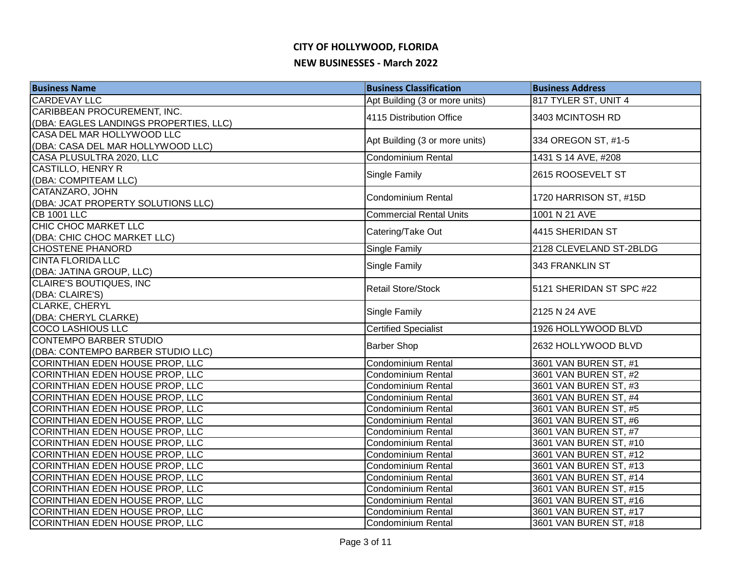# CITY OF HOLLYWOOD, FLORIDA

## NEW BUSINESSES - March 2022

| Business Name | Business Classification | Business Address |
|---|---|---|
| CARDEVAY LLC | Apt Building (3 or more units) | 817 TYLER ST, UNIT 4 |
| CARIBBEAN PROCUREMENT, INC. (DBA: EAGLES LANDINGS PROPERTIES, LLC) | 4115 Distribution Office | 3403 MCINTOSH RD |
| CASA DEL MAR HOLLYWOOD LLC (DBA: CASA DEL MAR HOLLYWOOD LLC) | Apt Building (3 or more units) | 334 OREGON ST, #1-5 |
| CASA PLUSULTRA 2020, LLC | Condominium Rental | 1431 S 14 AVE, #208 |
| CASTILLO, HENRY R (DBA: COMPITEAM LLC) | Single Family | 2615 ROOSEVELT ST |
| CATANZARO, JOHN (DBA: JCAT PROPERTY SOLUTIONS LLC) | Condominium Rental | 1720 HARRISON ST, #15D |
| CB 1001 LLC | Commercial Rental Units | 1001 N 21 AVE |
| CHIC CHOC MARKET LLC (DBA: CHIC CHOC MARKET LLC) | Catering/Take Out | 4415 SHERIDAN ST |
| CHOSTENE PHANORD | Single Family | 2128 CLEVELAND ST-2BLDG |
| CINTA FLORIDA LLC (DBA: JATINA GROUP, LLC) | Single Family | 343 FRANKLIN ST |
| CLAIRE'S BOUTIQUES, INC (DBA: CLAIRE'S) | Retail Store/Stock | 5121 SHERIDAN ST SPC #22 |
| CLARKE, CHERYL (DBA: CHERYL CLARKE) | Single Family | 2125 N 24 AVE |
| COCO LASHIOUS LLC | Certified Specialist | 1926 HOLLYWOOD BLVD |
| CONTEMPO BARBER STUDIO (DBA: CONTEMPO BARBER STUDIO LLC) | Barber Shop | 2632 HOLLYWOOD BLVD |
| CORINTHIAN EDEN HOUSE PROP, LLC | Condominium Rental | 3601 VAN BUREN ST, #1 |
| CORINTHIAN EDEN HOUSE PROP, LLC | Condominium Rental | 3601 VAN BUREN ST, #2 |
| CORINTHIAN EDEN HOUSE PROP, LLC | Condominium Rental | 3601 VAN BUREN ST, #3 |
| CORINTHIAN EDEN HOUSE PROP, LLC | Condominium Rental | 3601 VAN BUREN ST, #4 |
| CORINTHIAN EDEN HOUSE PROP, LLC | Condominium Rental | 3601 VAN BUREN ST, #5 |
| CORINTHIAN EDEN HOUSE PROP, LLC | Condominium Rental | 3601 VAN BUREN ST, #6 |
| CORINTHIAN EDEN HOUSE PROP, LLC | Condominium Rental | 3601 VAN BUREN ST, #7 |
| CORINTHIAN EDEN HOUSE PROP, LLC | Condominium Rental | 3601 VAN BUREN ST, #10 |
| CORINTHIAN EDEN HOUSE PROP, LLC | Condominium Rental | 3601 VAN BUREN ST, #12 |
| CORINTHIAN EDEN HOUSE PROP, LLC | Condominium Rental | 3601 VAN BUREN ST, #13 |
| CORINTHIAN EDEN HOUSE PROP, LLC | Condominium Rental | 3601 VAN BUREN ST, #14 |
| CORINTHIAN EDEN HOUSE PROP, LLC | Condominium Rental | 3601 VAN BUREN ST, #15 |
| CORINTHIAN EDEN HOUSE PROP, LLC | Condominium Rental | 3601 VAN BUREN ST, #16 |
| CORINTHIAN EDEN HOUSE PROP, LLC | Condominium Rental | 3601 VAN BUREN ST, #17 |
| CORINTHIAN EDEN HOUSE PROP, LLC | Condominium Rental | 3601 VAN BUREN ST, #18 |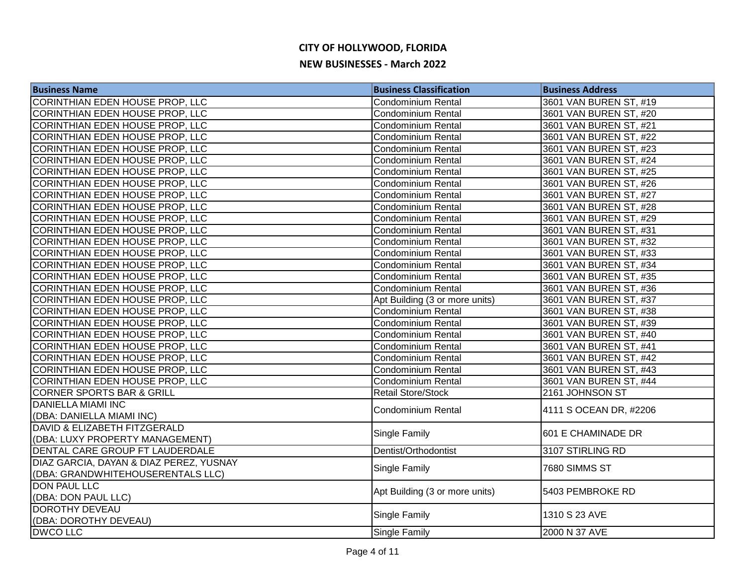# CITY OF HOLLYWOOD, FLORIDA

## NEW BUSINESSES - March 2022

| Business Name | Business Classification | Business Address |
|---|---|---|
| CORINTHIAN EDEN HOUSE PROP, LLC | Condominium Rental | 3601 VAN BUREN ST, #19 |
| CORINTHIAN EDEN HOUSE PROP, LLC | Condominium Rental | 3601 VAN BUREN ST, #20 |
| CORINTHIAN EDEN HOUSE PROP, LLC | Condominium Rental | 3601 VAN BUREN ST, #21 |
| CORINTHIAN EDEN HOUSE PROP, LLC | Condominium Rental | 3601 VAN BUREN ST, #22 |
| CORINTHIAN EDEN HOUSE PROP, LLC | Condominium Rental | 3601 VAN BUREN ST, #23 |
| CORINTHIAN EDEN HOUSE PROP, LLC | Condominium Rental | 3601 VAN BUREN ST, #24 |
| CORINTHIAN EDEN HOUSE PROP, LLC | Condominium Rental | 3601 VAN BUREN ST, #25 |
| CORINTHIAN EDEN HOUSE PROP, LLC | Condominium Rental | 3601 VAN BUREN ST, #26 |
| CORINTHIAN EDEN HOUSE PROP, LLC | Condominium Rental | 3601 VAN BUREN ST, #27 |
| CORINTHIAN EDEN HOUSE PROP, LLC | Condominium Rental | 3601 VAN BUREN ST, #28 |
| CORINTHIAN EDEN HOUSE PROP, LLC | Condominium Rental | 3601 VAN BUREN ST, #29 |
| CORINTHIAN EDEN HOUSE PROP, LLC | Condominium Rental | 3601 VAN BUREN ST, #31 |
| CORINTHIAN EDEN HOUSE PROP, LLC | Condominium Rental | 3601 VAN BUREN ST, #32 |
| CORINTHIAN EDEN HOUSE PROP, LLC | Condominium Rental | 3601 VAN BUREN ST, #33 |
| CORINTHIAN EDEN HOUSE PROP, LLC | Condominium Rental | 3601 VAN BUREN ST, #34 |
| CORINTHIAN EDEN HOUSE PROP, LLC | Condominium Rental | 3601 VAN BUREN ST, #35 |
| CORINTHIAN EDEN HOUSE PROP, LLC | Condominium Rental | 3601 VAN BUREN ST, #36 |
| CORINTHIAN EDEN HOUSE PROP, LLC | Apt Building (3 or more units) | 3601 VAN BUREN ST, #37 |
| CORINTHIAN EDEN HOUSE PROP, LLC | Condominium Rental | 3601 VAN BUREN ST, #38 |
| CORINTHIAN EDEN HOUSE PROP, LLC | Condominium Rental | 3601 VAN BUREN ST, #39 |
| CORINTHIAN EDEN HOUSE PROP, LLC | Condominium Rental | 3601 VAN BUREN ST, #40 |
| CORINTHIAN EDEN HOUSE PROP, LLC | Condominium Rental | 3601 VAN BUREN ST, #41 |
| CORINTHIAN EDEN HOUSE PROP, LLC | Condominium Rental | 3601 VAN BUREN ST, #42 |
| CORINTHIAN EDEN HOUSE PROP, LLC | Condominium Rental | 3601 VAN BUREN ST, #43 |
| CORINTHIAN EDEN HOUSE PROP, LLC | Condominium Rental | 3601 VAN BUREN ST, #44 |
| CORNER SPORTS BAR & GRILL | Retail Store/Stock | 2161 JOHNSON ST |
| DANIELLA MIAMI INC (DBA: DANIELLA MIAMI INC) | Condominium Rental | 4111 S OCEAN DR, #2206 |
| DAVID & ELIZABETH FITZGERALD (DBA: LUXY PROPERTY MANAGEMENT) | Single Family | 601 E CHAMINADE DR |
| DENTAL CARE GROUP FT LAUDERDALE | Dentist/Orthodontist | 3107 STIRLING RD |
| DIAZ GARCIA, DAYAN & DIAZ PEREZ, YUSNAY (DBA: GRANDWHITEHOUSERENTALS LLC) | Single Family | 7680 SIMMS ST |
| DON PAUL LLC (DBA: DON PAUL LLC) | Apt Building (3 or more units) | 5403 PEMBROKE RD |
| DOROTHY DEVEAU (DBA: DOROTHY DEVEAU) | Single Family | 1310 S 23 AVE |
| DWCO LLC | Single Family | 2000 N 37 AVE |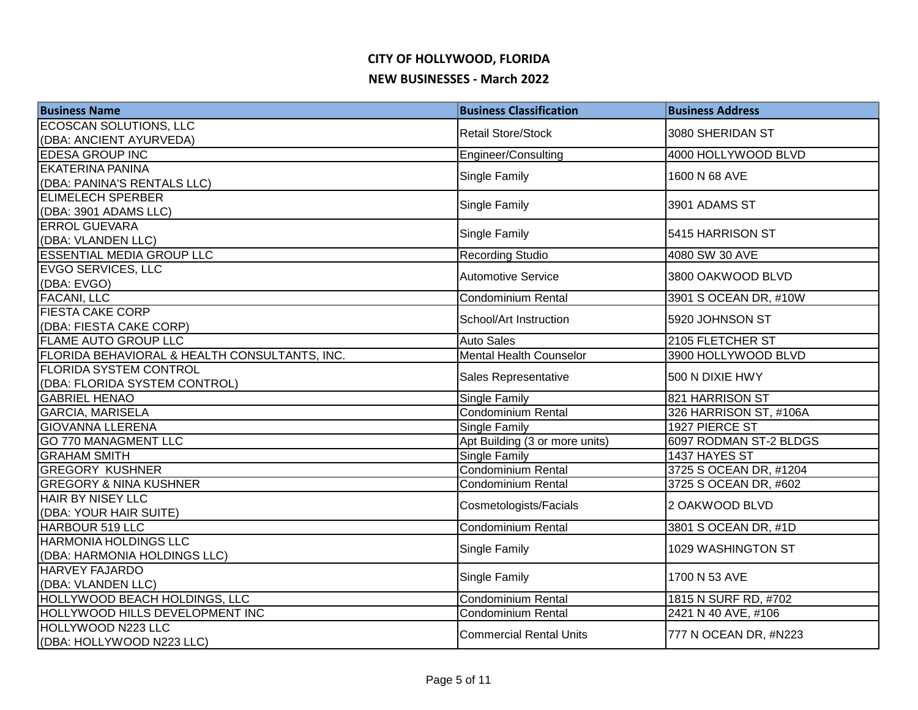# CITY OF HOLLYWOOD, FLORIDA

## NEW BUSINESSES - March 2022

| Business Name | Business Classification | Business Address |
|---|---|---|
| ECOSCAN SOLUTIONS, LLC (DBA: ANCIENT AYURVEDA) | Retail Store/Stock | 3080 SHERIDAN ST |
| EDESA GROUP INC | Engineer/Consulting | 4000 HOLLYWOOD BLVD |
| EKATERINA PANINA (DBA: PANINA'S RENTALS LLC) | Single Family | 1600 N 68 AVE |
| ELIMELECH SPERBER (DBA: 3901 ADAMS LLC) | Single Family | 3901 ADAMS ST |
| ERROL GUEVARA (DBA: VLANDEN LLC) | Single Family | 5415 HARRISON ST |
| ESSENTIAL MEDIA GROUP LLC | Recording Studio | 4080 SW 30 AVE |
| EVGO SERVICES, LLC (DBA: EVGO) | Automotive Service | 3800 OAKWOOD BLVD |
| FACANI, LLC | Condominium Rental | 3901 S OCEAN DR, #10W |
| FIESTA CAKE CORP (DBA: FIESTA CAKE CORP) | School/Art Instruction | 5920 JOHNSON ST |
| FLAME AUTO GROUP LLC | Auto Sales | 2105 FLETCHER ST |
| FLORIDA BEHAVIORAL & HEALTH CONSULTANTS, INC. | Mental Health Counselor | 3900 HOLLYWOOD BLVD |
| FLORIDA SYSTEM CONTROL (DBA: FLORIDA SYSTEM CONTROL) | Sales Representative | 500 N DIXIE HWY |
| GABRIEL HENAO | Single Family | 821 HARRISON ST |
| GARCIA, MARISELA | Condominium Rental | 326 HARRISON ST, #106A |
| GIOVANNA LLERENA | Single Family | 1927 PIERCE ST |
| GO 770 MANAGMENT LLC | Apt Building (3 or more units) | 6097 RODMAN ST-2 BLDGS |
| GRAHAM SMITH | Single Family | 1437 HAYES ST |
| GREGORY KUSHNER | Condominium Rental | 3725 S OCEAN DR, #1204 |
| GREGORY & NINA KUSHNER | Condominium Rental | 3725 S OCEAN DR, #602 |
| HAIR BY NISEY LLC (DBA: YOUR HAIR SUITE) | Cosmetologists/Facials | 2 OAKWOOD BLVD |
| HARBOUR 519 LLC | Condominium Rental | 3801 S OCEAN DR, #1D |
| HARMONIA HOLDINGS LLC (DBA: HARMONIA HOLDINGS LLC) | Single Family | 1029 WASHINGTON ST |
| HARVEY FAJARDO (DBA: VLANDEN LLC) | Single Family | 1700 N 53 AVE |
| HOLLYWOOD BEACH HOLDINGS, LLC | Condominium Rental | 1815 N SURF RD, #702 |
| HOLLYWOOD HILLS DEVELOPMENT INC | Condominium Rental | 2421 N 40 AVE, #106 |
| HOLLYWOOD N223 LLC (DBA: HOLLYWOOD N223 LLC) | Commercial Rental Units | 777 N OCEAN DR, #N223 |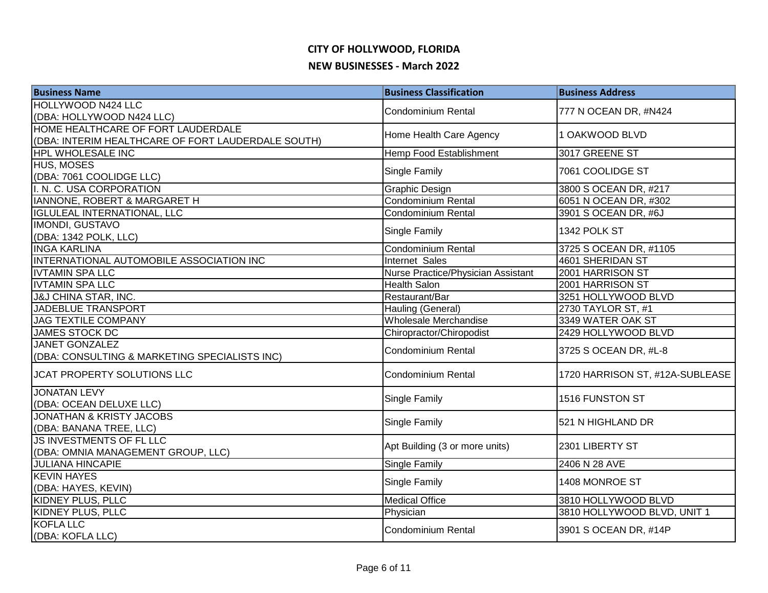# CITY OF HOLLYWOOD, FLORIDA

## NEW BUSINESSES - March 2022

| Business Name | Business Classification | Business Address |
|---|---|---|
| HOLLYWOOD N424 LLC (DBA: HOLLYWOOD N424 LLC) | Condominium Rental | 777 N OCEAN DR, #N424 |
| HOME HEALTHCARE OF FORT LAUDERDALE (DBA: INTERIM HEALTHCARE OF FORT LAUDERDALE SOUTH) | Home Health Care Agency | 1 OAKWOOD BLVD |
| HPL WHOLESALE INC | Hemp Food Establishment | 3017 GREENE ST |
| HUS, MOSES (DBA: 7061 COOLIDGE LLC) | Single Family | 7061 COOLIDGE ST |
| I. N. C. USA CORPORATION | Graphic Design | 3800 S OCEAN DR, #217 |
| IANNONE, ROBERT & MARGARET H | Condominium Rental | 6051 N OCEAN DR, #302 |
| IGLULEAL INTERNATIONAL, LLC | Condominium Rental | 3901 S OCEAN DR, #6J |
| IMONDI, GUSTAVO (DBA: 1342 POLK, LLC) | Single Family | 1342 POLK ST |
| INGA KARLINA | Condominium Rental | 3725 S OCEAN DR, #1105 |
| INTERNATIONAL AUTOMOBILE ASSOCIATION INC | Internet Sales | 4601 SHERIDAN ST |
| IVTAMIN SPA LLC | Nurse Practice/Physician Assistant | 2001 HARRISON ST |
| IVTAMIN SPA LLC | Health Salon | 2001 HARRISON ST |
| J&J CHINA STAR, INC. | Restaurant/Bar | 3251 HOLLYWOOD BLVD |
| JADEBLUE TRANSPORT | Hauling (General) | 2730 TAYLOR ST, #1 |
| JAG TEXTILE COMPANY | Wholesale Merchandise | 3349 WATER OAK ST |
| JAMES STOCK DC | Chiropractor/Chiropodist | 2429 HOLLYWOOD BLVD |
| JANET GONZALEZ (DBA: CONSULTING & MARKETING SPECIALISTS INC) | Condominium Rental | 3725 S OCEAN DR, #L-8 |
| JCAT PROPERTY SOLUTIONS LLC | Condominium Rental | 1720 HARRISON ST, #12A-SUBLEASE |
| JONATAN LEVY (DBA: OCEAN DELUXE LLC) | Single Family | 1516 FUNSTON ST |
| JONATHAN & KRISTY JACOBS (DBA: BANANA TREE, LLC) | Single Family | 521 N HIGHLAND DR |
| JS INVESTMENTS OF FL LLC (DBA: OMNIA MANAGEMENT GROUP, LLC) | Apt Building (3 or more units) | 2301 LIBERTY ST |
| JULIANA HINCAPIE | Single Family | 2406 N 28 AVE |
| KEVIN HAYES (DBA: HAYES, KEVIN) | Single Family | 1408 MONROE ST |
| KIDNEY PLUS, PLLC | Medical Office | 3810 HOLLYWOOD BLVD |
| KIDNEY PLUS, PLLC | Physician | 3810 HOLLYWOOD BLVD, UNIT 1 |
| KOFLA LLC (DBA: KOFLA LLC) | Condominium Rental | 3901 S OCEAN DR, #14P |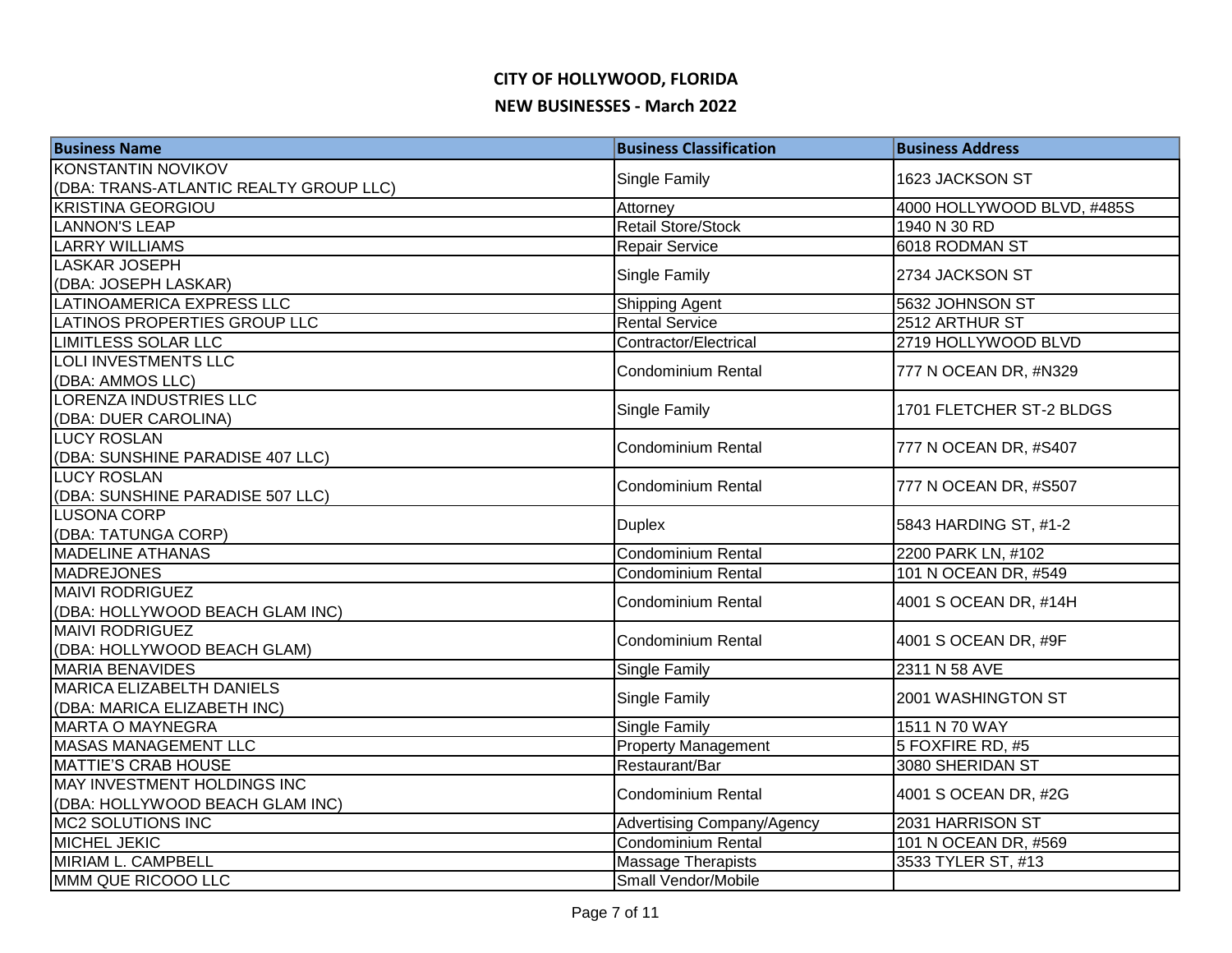# CITY OF HOLLYWOOD, FLORIDA

## NEW BUSINESSES - March 2022

| Business Name | Business Classification | Business Address |
|---|---|---|
| KONSTANTIN NOVIKOV (DBA: TRANS-ATLANTIC REALTY GROUP LLC) | Single Family | 1623 JACKSON ST |
| KRISTINA GEORGIOU | Attorney | 4000 HOLLYWOOD BLVD, #485S |
| LANNON'S LEAP | Retail Store/Stock | 1940 N 30 RD |
| LARRY WILLIAMS | Repair Service | 6018 RODMAN ST |
| LASKAR JOSEPH (DBA: JOSEPH LASKAR) | Single Family | 2734 JACKSON ST |
| LATINOAMERICA EXPRESS LLC | Shipping Agent | 5632 JOHNSON ST |
| LATINOS PROPERTIES GROUP LLC | Rental Service | 2512 ARTHUR ST |
| LIMITLESS SOLAR LLC | Contractor/Electrical | 2719 HOLLYWOOD BLVD |
| LOLI INVESTMENTS LLC (DBA: AMMOS LLC) | Condominium Rental | 777 N OCEAN DR, #N329 |
| LORENZA INDUSTRIES LLC (DBA: DUER CAROLINA) | Single Family | 1701 FLETCHER ST-2 BLDGS |
| LUCY ROSLAN (DBA: SUNSHINE PARADISE 407 LLC) | Condominium Rental | 777 N OCEAN DR, #S407 |
| LUCY ROSLAN (DBA: SUNSHINE PARADISE 507 LLC) | Condominium Rental | 777 N OCEAN DR, #S507 |
| LUSONA CORP (DBA: TATUNGA CORP) | Duplex | 5843 HARDING ST, #1-2 |
| MADELINE ATHANAS | Condominium Rental | 2200 PARK LN, #102 |
| MADREJONES | Condominium Rental | 101 N OCEAN DR, #549 |
| MAIVI RODRIGUEZ (DBA: HOLLYWOOD BEACH GLAM INC) | Condominium Rental | 4001 S OCEAN DR, #14H |
| MAIVI RODRIGUEZ (DBA: HOLLYWOOD BEACH GLAM) | Condominium Rental | 4001 S OCEAN DR, #9F |
| MARIA BENAVIDES | Single Family | 2311 N 58 AVE |
| MARICA ELIZABELTH DANIELS (DBA: MARICA ELIZABETH INC) | Single Family | 2001 WASHINGTON ST |
| MARTA O MAYNEGRA | Single Family | 1511 N 70 WAY |
| MASAS MANAGEMENT LLC | Property Management | 5 FOXFIRE RD, #5 |
| MATTIE'S CRAB HOUSE | Restaurant/Bar | 3080 SHERIDAN ST |
| MAY INVESTMENT HOLDINGS INC (DBA: HOLLYWOOD BEACH GLAM INC) | Condominium Rental | 4001 S OCEAN DR, #2G |
| MC2 SOLUTIONS INC | Advertising Company/Agency | 2031 HARRISON ST |
| MICHEL JEKIC | Condominium Rental | 101 N OCEAN DR, #569 |
| MIRIAM L. CAMPBELL | Massage Therapists | 3533 TYLER ST, #13 |
| MMM QUE RICOOO LLC | Small Vendor/Mobile | |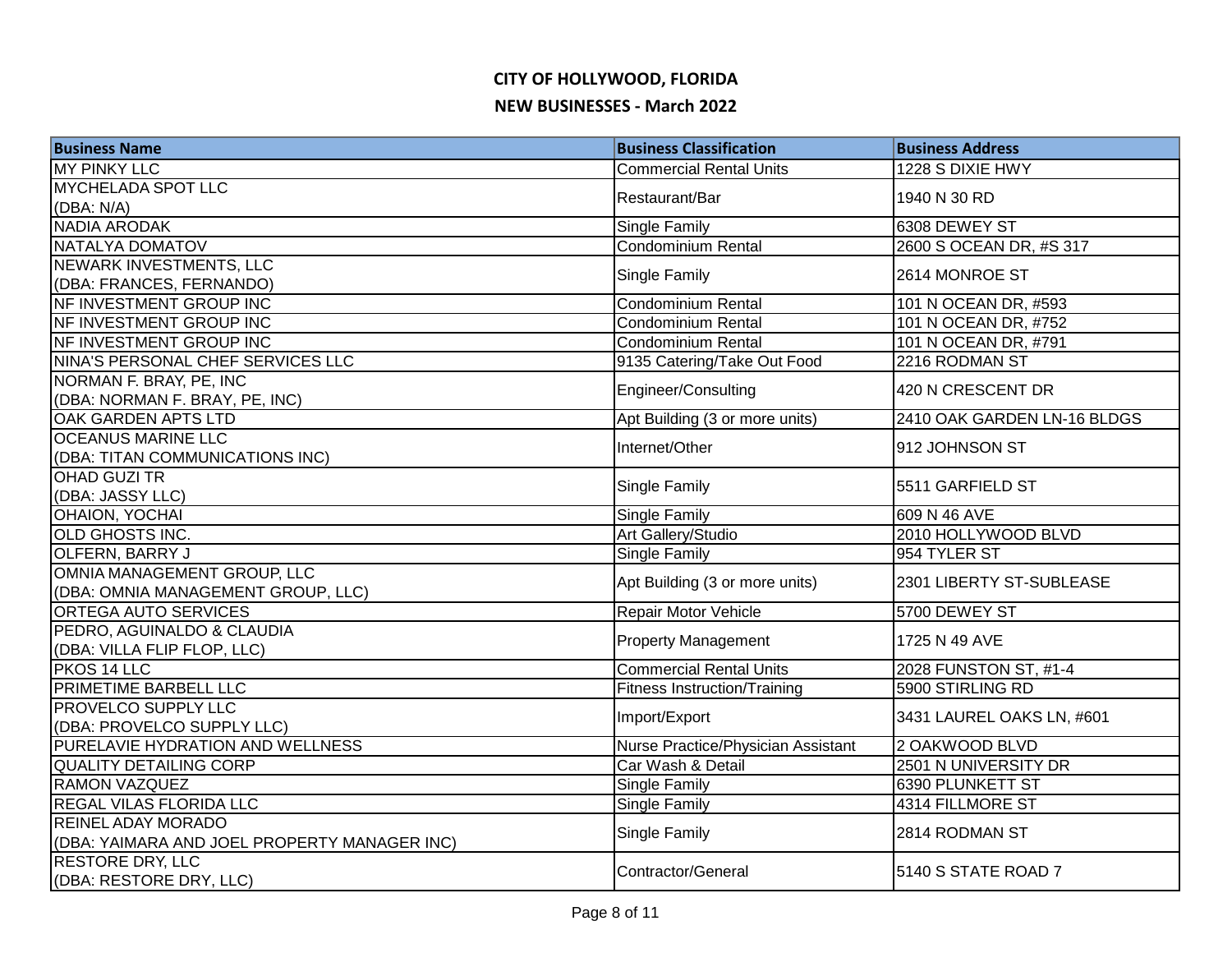# CITY OF HOLLYWOOD, FLORIDA

## NEW BUSINESSES - March 2022

| Business Name | Business Classification | Business Address |
|---|---|---|
| MY PINKY LLC | Commercial Rental Units | 1228 S DIXIE HWY |
| MYCHELADA SPOT LLC (DBA: N/A) | Restaurant/Bar | 1940 N 30 RD |
| NADIA ARODAK | Single Family | 6308 DEWEY ST |
| NATALYA DOMATOV | Condominium Rental | 2600 S OCEAN DR, #S 317 |
| NEWARK INVESTMENTS, LLC (DBA: FRANCES, FERNANDO) | Single Family | 2614 MONROE ST |
| NF INVESTMENT GROUP INC | Condominium Rental | 101 N OCEAN DR, #593 |
| NF INVESTMENT GROUP INC | Condominium Rental | 101 N OCEAN DR, #752 |
| NF INVESTMENT GROUP INC | Condominium Rental | 101 N OCEAN DR, #791 |
| NINA'S PERSONAL CHEF SERVICES LLC | 9135 Catering/Take Out Food | 2216 RODMAN ST |
| NORMAN F. BRAY, PE, INC (DBA: NORMAN F. BRAY, PE, INC) | Engineer/Consulting | 420 N CRESCENT DR |
| OAK GARDEN APTS LTD | Apt Building (3 or more units) | 2410 OAK GARDEN LN-16 BLDGS |
| OCEANUS MARINE LLC (DBA: TITAN COMMUNICATIONS INC) | Internet/Other | 912 JOHNSON ST |
| OHAD GUZI TR (DBA: JASSY LLC) | Single Family | 5511 GARFIELD ST |
| OHAION, YOCHAI | Single Family | 609 N 46 AVE |
| OLD GHOSTS INC. | Art Gallery/Studio | 2010 HOLLYWOOD BLVD |
| OLFERN, BARRY J | Single Family | 954 TYLER ST |
| OMNIA MANAGEMENT GROUP, LLC (DBA: OMNIA MANAGEMENT GROUP, LLC) | Apt Building (3 or more units) | 2301 LIBERTY ST-SUBLEASE |
| ORTEGA AUTO SERVICES | Repair Motor Vehicle | 5700 DEWEY ST |
| PEDRO, AGUINALDO & CLAUDIA (DBA: VILLA FLIP FLOP, LLC) | Property Management | 1725 N 49 AVE |
| PKOS 14 LLC | Commercial Rental Units | 2028 FUNSTON ST, #1-4 |
| PRIMETIME BARBELL LLC | Fitness Instruction/Training | 5900 STIRLING RD |
| PROVELCO SUPPLY LLC (DBA: PROVELCO SUPPLY LLC) | Import/Export | 3431 LAUREL OAKS LN, #601 |
| PURELAVIE HYDRATION AND WELLNESS | Nurse Practice/Physician Assistant | 2 OAKWOOD BLVD |
| QUALITY DETAILING CORP | Car Wash & Detail | 2501 N UNIVERSITY DR |
| RAMON VAZQUEZ | Single Family | 6390 PLUNKETT ST |
| REGAL VILAS FLORIDA LLC | Single Family | 4314 FILLMORE ST |
| REINEL ADAY MORADO (DBA: YAIMARA AND JOEL PROPERTY MANAGER INC) | Single Family | 2814 RODMAN ST |
| RESTORE DRY, LLC (DBA: RESTORE DRY, LLC) | Contractor/General | 5140 S STATE ROAD 7 |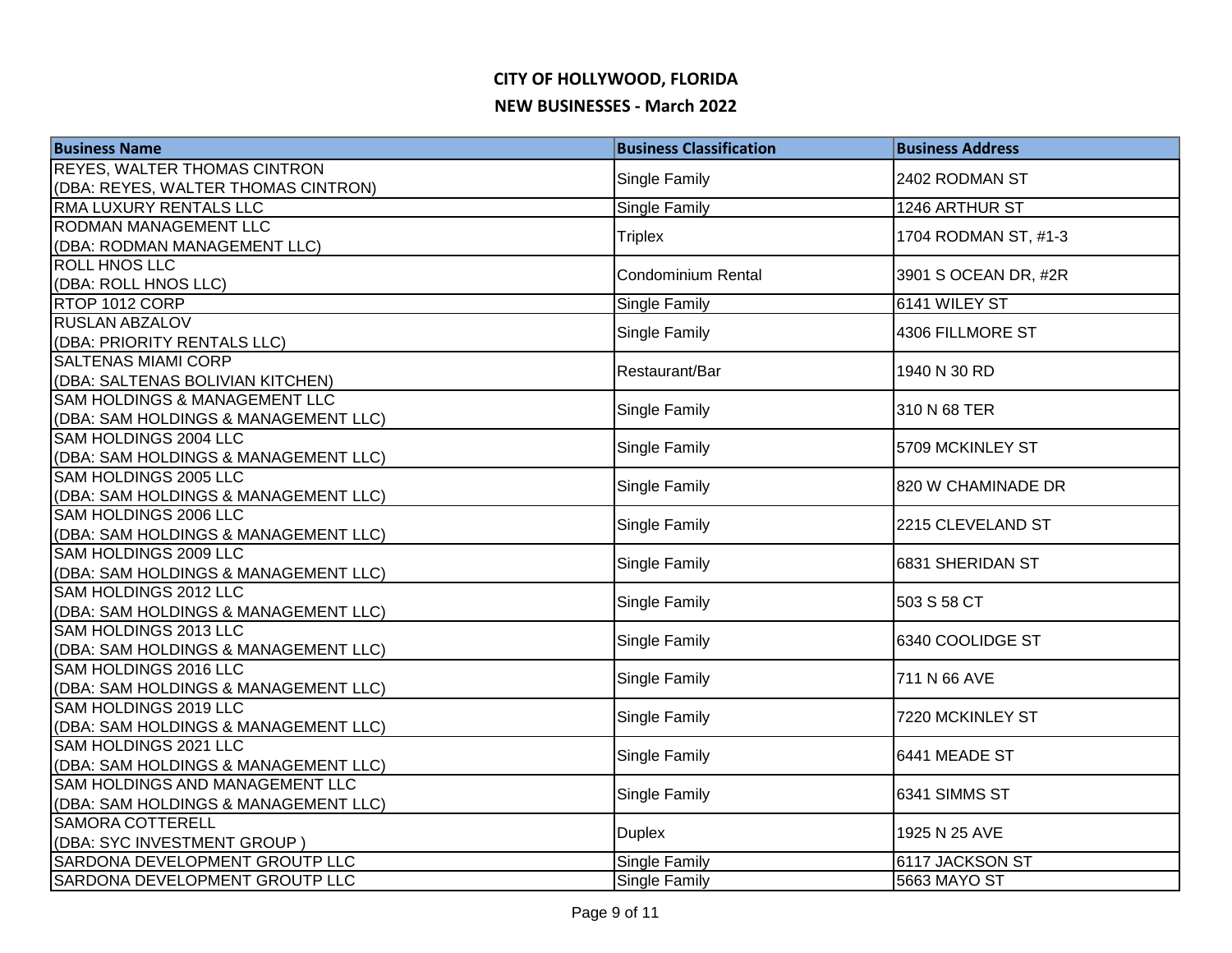# CITY OF HOLLYWOOD, FLORIDA

## NEW BUSINESSES - March 2022

| Business Name | Business Classification | Business Address |
|---|---|---|
| REYES, WALTER THOMAS CINTRON (DBA: REYES, WALTER THOMAS CINTRON) | Single Family | 2402 RODMAN ST |
| RMA LUXURY RENTALS LLC | Single Family | 1246 ARTHUR ST |
| RODMAN MANAGEMENT LLC (DBA: RODMAN MANAGEMENT LLC) | Triplex | 1704 RODMAN ST, #1-3 |
| ROLL HNOS LLC (DBA: ROLL HNOS LLC) | Condominium Rental | 3901 S OCEAN DR, #2R |
| RTOP 1012 CORP | Single Family | 6141 WILEY ST |
| RUSLAN ABZALOV (DBA: PRIORITY RENTALS LLC) | Single Family | 4306 FILLMORE ST |
| SALTENAS MIAMI CORP (DBA: SALTENAS BOLIVIAN KITCHEN) | Restaurant/Bar | 1940 N 30 RD |
| SAM HOLDINGS & MANAGEMENT LLC (DBA: SAM HOLDINGS & MANAGEMENT LLC) | Single Family | 310 N 68 TER |
| SAM HOLDINGS 2004 LLC (DBA: SAM HOLDINGS & MANAGEMENT LLC) | Single Family | 5709 MCKINLEY ST |
| SAM HOLDINGS 2005 LLC (DBA: SAM HOLDINGS & MANAGEMENT LLC) | Single Family | 820 W CHAMINADE DR |
| SAM HOLDINGS 2006 LLC (DBA: SAM HOLDINGS & MANAGEMENT LLC) | Single Family | 2215 CLEVELAND ST |
| SAM HOLDINGS 2009 LLC (DBA: SAM HOLDINGS & MANAGEMENT LLC) | Single Family | 6831 SHERIDAN ST |
| SAM HOLDINGS 2012 LLC (DBA: SAM HOLDINGS & MANAGEMENT LLC) | Single Family | 503 S 58 CT |
| SAM HOLDINGS 2013 LLC (DBA: SAM HOLDINGS & MANAGEMENT LLC) | Single Family | 6340 COOLIDGE ST |
| SAM HOLDINGS 2016 LLC (DBA: SAM HOLDINGS & MANAGEMENT LLC) | Single Family | 711 N 66 AVE |
| SAM HOLDINGS 2019 LLC (DBA: SAM HOLDINGS & MANAGEMENT LLC) | Single Family | 7220 MCKINLEY ST |
| SAM HOLDINGS 2021 LLC (DBA: SAM HOLDINGS & MANAGEMENT LLC) | Single Family | 6441 MEADE ST |
| SAM HOLDINGS AND MANAGEMENT LLC (DBA: SAM HOLDINGS & MANAGEMENT LLC) | Single Family | 6341 SIMMS ST |
| SAMORA COTTERELL (DBA: SYC INVESTMENT GROUP ) | Duplex | 1925 N 25 AVE |
| SARDONA DEVELOPMENT GROUTP LLC | Single Family | 6117 JACKSON ST |
| SARDONA DEVELOPMENT GROUTP LLC | Single Family | 5663 MAYO ST |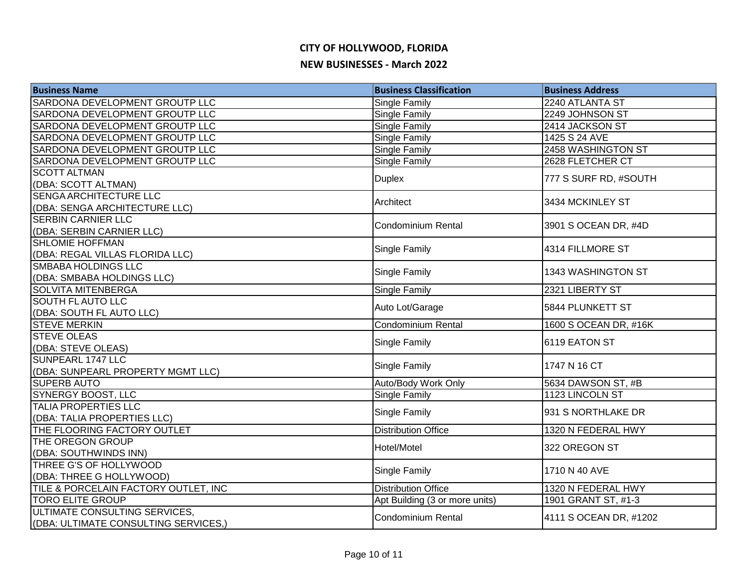# CITY OF HOLLYWOOD, FLORIDA

## NEW BUSINESSES - March 2022

| Business Name | Business Classification | Business Address |
|---|---|---|
| SARDONA DEVELOPMENT GROUTP LLC | Single Family | 2240 ATLANTA ST |
| SARDONA DEVELOPMENT GROUTP LLC | Single Family | 2249 JOHNSON ST |
| SARDONA DEVELOPMENT GROUTP LLC | Single Family | 2414 JACKSON ST |
| SARDONA DEVELOPMENT GROUTP LLC | Single Family | 1425 S 24 AVE |
| SARDONA DEVELOPMENT GROUTP LLC | Single Family | 2458 WASHINGTON ST |
| SARDONA DEVELOPMENT GROUTP LLC | Single Family | 2628 FLETCHER CT |
| SCOTT ALTMAN (DBA: SCOTT ALTMAN) | Duplex | 777 S SURF RD, #SOUTH |
| SENGA ARCHITECTURE LLC (DBA: SENGA ARCHITECTURE LLC) | Architect | 3434 MCKINLEY ST |
| SERBIN CARNIER LLC (DBA: SERBIN CARNIER LLC) | Condominium Rental | 3901 S OCEAN DR, #4D |
| SHLOMIE HOFFMAN (DBA: REGAL VILLAS FLORIDA LLC) | Single Family | 4314 FILLMORE ST |
| SMBABA HOLDINGS LLC (DBA: SMBABA HOLDINGS LLC) | Single Family | 1343 WASHINGTON ST |
| SOLVITA MITENBERGA | Single Family | 2321 LIBERTY ST |
| SOUTH FL AUTO LLC (DBA: SOUTH FL AUTO LLC) | Auto Lot/Garage | 5844 PLUNKETT ST |
| STEVE MERKIN | Condominium Rental | 1600 S OCEAN DR, #16K |
| STEVE OLEAS (DBA: STEVE OLEAS) | Single Family | 6119 EATON ST |
| SUNPEARL 1747 LLC (DBA: SUNPEARL PROPERTY MGMT LLC) | Single Family | 1747 N 16 CT |
| SUPERB AUTO | Auto/Body Work Only | 5634 DAWSON ST, #B |
| SYNERGY BOOST, LLC | Single Family | 1123 LINCOLN ST |
| TALIA PROPERTIES LLC (DBA: TALIA PROPERTIES LLC) | Single Family | 931 S NORTHLAKE DR |
| THE FLOORING FACTORY OUTLET | Distribution Office | 1320 N FEDERAL HWY |
| THE OREGON GROUP (DBA: SOUTHWINDS INN) | Hotel/Motel | 322 OREGON ST |
| THREE G'S OF HOLLYWOOD (DBA: THREE G HOLLYWOOD) | Single Family | 1710 N 40 AVE |
| TILE & PORCELAIN FACTORY OUTLET, INC | Distribution Office | 1320 N FEDERAL HWY |
| TORO ELITE GROUP | Apt Building (3 or more units) | 1901 GRANT ST, #1-3 |
| ULTIMATE CONSULTING SERVICES, (DBA: ULTIMATE CONSULTING SERVICES,) | Condominium Rental | 4111 S OCEAN DR, #1202 |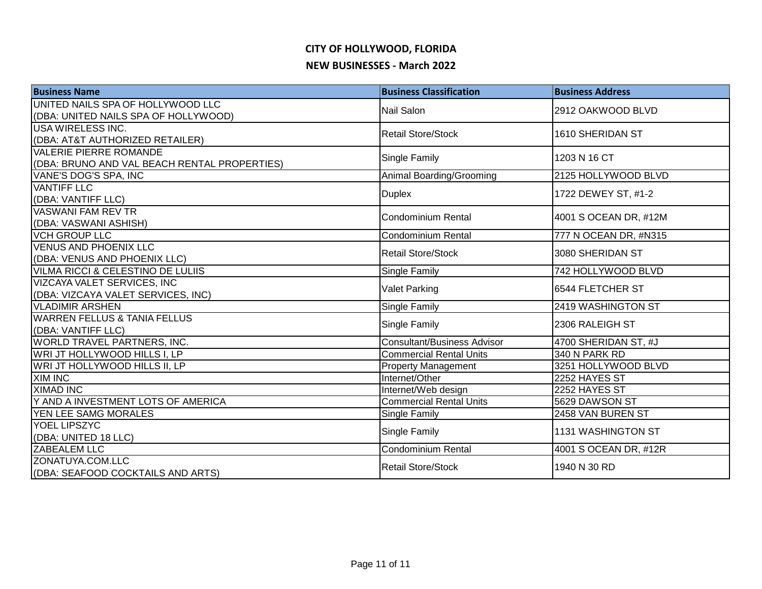# CITY OF HOLLYWOOD, FLORIDA

## NEW BUSINESSES - March 2022

| Business Name | Business Classification | Business Address |
|---|---|---|
| UNITED NAILS SPA OF HOLLYWOOD LLC (DBA: UNITED NAILS SPA OF HOLLYWOOD) | Nail Salon | 2912 OAKWOOD BLVD |
| USA WIRELESS INC. (DBA: AT&T AUTHORIZED RETAILER) | Retail Store/Stock | 1610 SHERIDAN ST |
| VALERIE PIERRE ROMANDE (DBA: BRUNO AND VAL BEACH RENTAL PROPERTIES) | Single Family | 1203 N 16 CT |
| VANE'S DOG'S SPA, INC | Animal Boarding/Grooming | 2125 HOLLYWOOD BLVD |
| VANTIFF LLC (DBA: VANTIFF LLC) | Duplex | 1722 DEWEY ST, #1-2 |
| VASWANI FAM REV TR (DBA: VASWANI ASHISH) | Condominium Rental | 4001 S OCEAN DR, #12M |
| VCH GROUP LLC | Condominium Rental | 777 N OCEAN DR, #N315 |
| VENUS AND PHOENIX LLC (DBA: VENUS AND PHOENIX LLC) | Retail Store/Stock | 3080 SHERIDAN ST |
| VILMA RICCI & CELESTINO DE LULIIS | Single Family | 742 HOLLYWOOD BLVD |
| VIZCAYA VALET SERVICES, INC (DBA: VIZCAYA VALET SERVICES, INC) | Valet Parking | 6544 FLETCHER ST |
| VLADIMIR ARSHEN | Single Family | 2419 WASHINGTON ST |
| WARREN FELLUS & TANIA FELLUS (DBA: VANTIFF LLC) | Single Family | 2306 RALEIGH ST |
| WORLD TRAVEL PARTNERS, INC. | Consultant/Business Advisor | 4700 SHERIDAN ST, #J |
| WRI JT HOLLYWOOD HILLS I, LP | Commercial Rental Units | 340 N PARK RD |
| WRI JT HOLLYWOOD HILLS II, LP | Property Management | 3251 HOLLYWOOD BLVD |
| XIM INC | Internet/Other | 2252 HAYES ST |
| XIMAD INC | Internet/Web design | 2252 HAYES ST |
| Y AND A INVESTMENT LOTS OF AMERICA | Commercial Rental Units | 5629 DAWSON ST |
| YEN LEE SAMG MORALES | Single Family | 2458 VAN BUREN ST |
| YOEL LIPSZYC (DBA: UNITED 18 LLC) | Single Family | 1131 WASHINGTON ST |
| ZABEALEM LLC | Condominium Rental | 4001 S OCEAN DR, #12R |
| ZONATUYA.COM.LLC (DBA: SEAFOOD COCKTAILS AND ARTS) | Retail Store/Stock | 1940 N 30 RD |